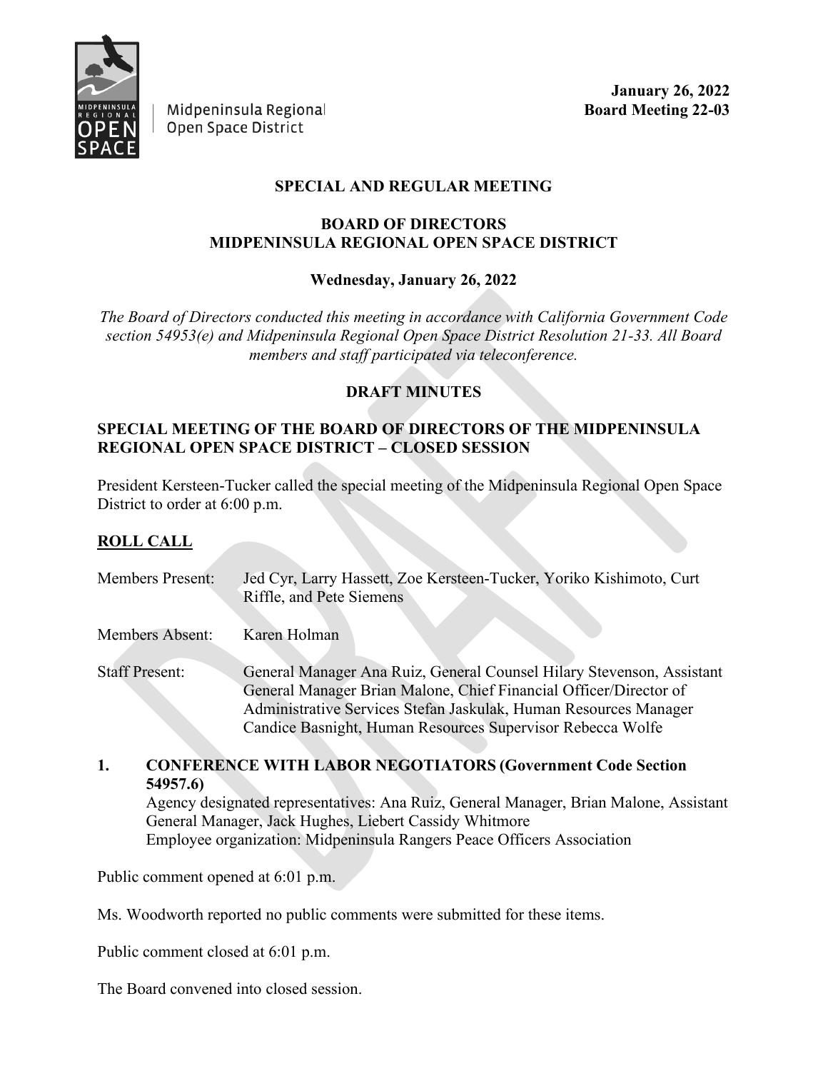Midpeninsula Regional Open Space District

**January 26, 2022**
**Board Meeting 22-03**

**SPECIAL AND REGULAR MEETING**

**BOARD OF DIRECTORS**
**MIDPENINSULA REGIONAL OPEN SPACE DISTRICT**

**Wednesday, January 26, 2022**

*The Board of Directors conducted this meeting in accordance with California Government Code section 54953(e) and Midpeninsula Regional Open Space District Resolution 21-33. All Board members and staff participated via teleconference.*

**DRAFT MINUTES**

**SPECIAL MEETING OF THE BOARD OF DIRECTORS OF THE MIDPENINSULA REGIONAL OPEN SPACE DISTRICT – CLOSED SESSION**

President Kersteen-Tucker called the special meeting of the Midpeninsula Regional Open Space District to order at 6:00 p.m.

**ROLL CALL**

Members Present: Jed Cyr, Larry Hassett, Zoe Kersteen-Tucker, Yoriko Kishimoto, Curt Riffle, and Pete Siemens

Members Absent: Karen Holman

Staff Present: General Manager Ana Ruiz, General Counsel Hilary Stevenson, Assistant General Manager Brian Malone, Chief Financial Officer/Director of Administrative Services Stefan Jaskulak, Human Resources Manager Candice Basnight, Human Resources Supervisor Rebecca Wolfe

**1. CONFERENCE WITH LABOR NEGOTIATORS (Government Code Section 54957.6)**
Agency designated representatives: Ana Ruiz, General Manager, Brian Malone, Assistant General Manager, Jack Hughes, Liebert Cassidy Whitmore
Employee organization: Midpeninsula Rangers Peace Officers Association

Public comment opened at 6:01 p.m.

Ms. Woodworth reported no public comments were submitted for these items.

Public comment closed at 6:01 p.m.

The Board convened into closed session.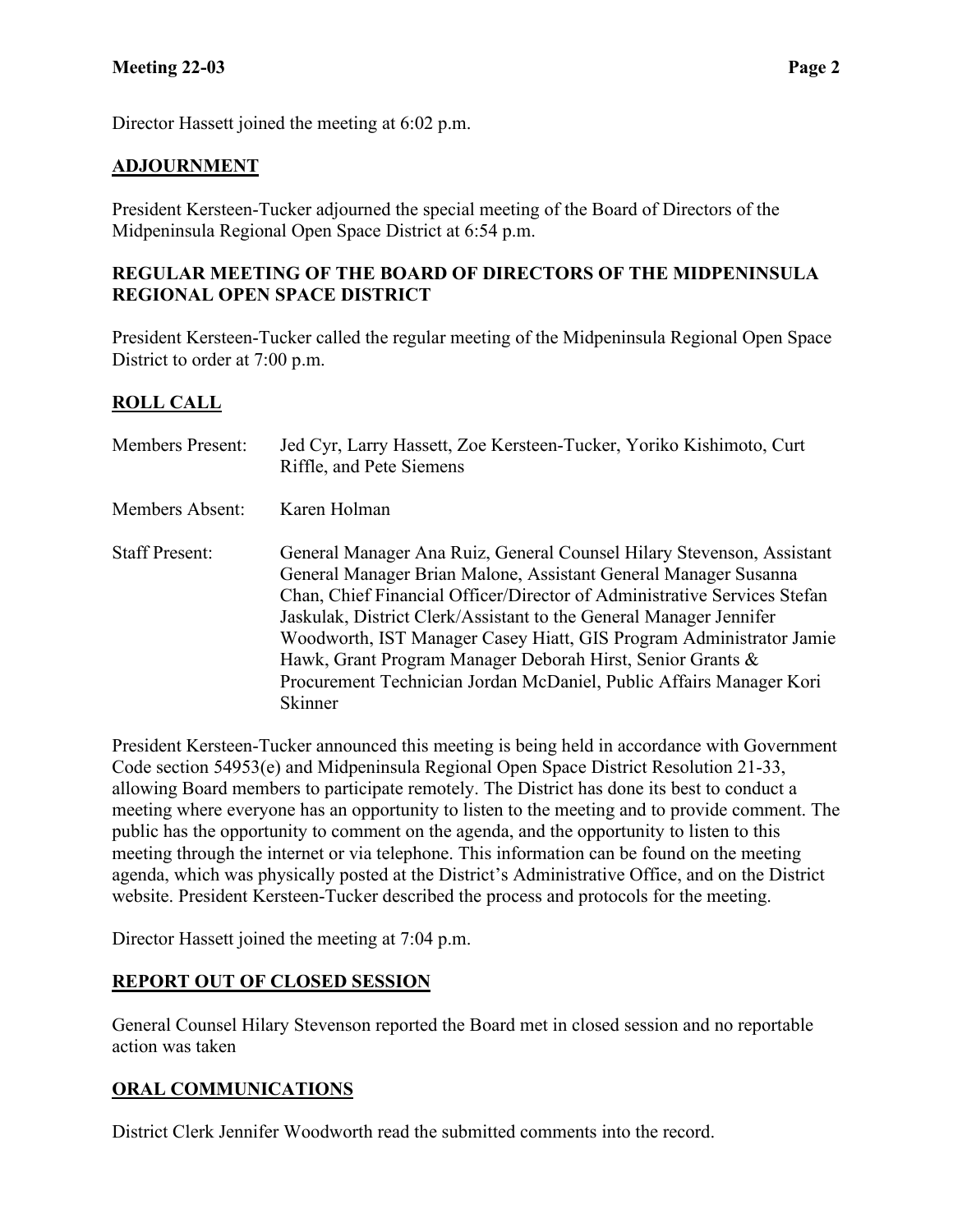Director Hassett joined the meeting at 6:02 p.m.

## ADJOURNMENT

President Kersteen-Tucker adjourned the special meeting of the Board of Directors of the Midpeninsula Regional Open Space District at 6:54 p.m.

## REGULAR MEETING OF THE BOARD OF DIRECTORS OF THE MIDPENINSULA REGIONAL OPEN SPACE DISTRICT

President Kersteen-Tucker called the regular meeting of the Midpeninsula Regional Open Space District to order at 7:00 p.m.

## ROLL CALL

Members Present: Jed Cyr, Larry Hassett, Zoe Kersteen-Tucker, Yoriko Kishimoto, Curt Riffle, and Pete Siemens

Members Absent: Karen Holman

Staff Present: General Manager Ana Ruiz, General Counsel Hilary Stevenson, Assistant General Manager Brian Malone, Assistant General Manager Susanna Chan, Chief Financial Officer/Director of Administrative Services Stefan Jaskulak, District Clerk/Assistant to the General Manager Jennifer Woodworth, IST Manager Casey Hiatt, GIS Program Administrator Jamie Hawk, Grant Program Manager Deborah Hirst, Senior Grants & Procurement Technician Jordan McDaniel, Public Affairs Manager Kori Skinner

President Kersteen-Tucker announced this meeting is being held in accordance with Government Code section 54953(e) and Midpeninsula Regional Open Space District Resolution 21-33, allowing Board members to participate remotely. The District has done its best to conduct a meeting where everyone has an opportunity to listen to the meeting and to provide comment. The public has the opportunity to comment on the agenda, and the opportunity to listen to this meeting through the internet or via telephone. This information can be found on the meeting agenda, which was physically posted at the District's Administrative Office, and on the District website. President Kersteen-Tucker described the process and protocols for the meeting.

Director Hassett joined the meeting at 7:04 p.m.

## REPORT OUT OF CLOSED SESSION

General Counsel Hilary Stevenson reported the Board met in closed session and no reportable action was taken

## ORAL COMMUNICATIONS

District Clerk Jennifer Woodworth read the submitted comments into the record.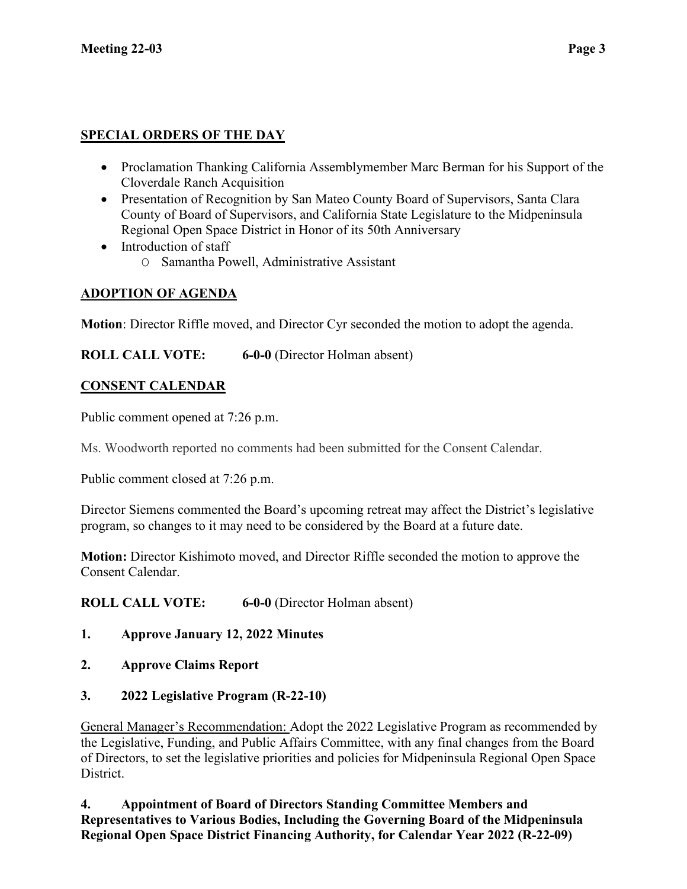## SPECIAL ORDERS OF THE DAY

- Proclamation Thanking California Assemblymember Marc Berman for his Support of the Cloverdale Ranch Acquisition
- Presentation of Recognition by San Mateo County Board of Supervisors, Santa Clara County of Board of Supervisors, and California State Legislature to the Midpeninsula Regional Open Space District in Honor of its 50th Anniversary
- Introduction of staff
  - Samantha Powell, Administrative Assistant

## ADOPTION OF AGENDA

**Motion**: Director Riffle moved, and Director Cyr seconded the motion to adopt the agenda.

**ROLL CALL VOTE: 6-0-0** (Director Holman absent)

## CONSENT CALENDAR

Public comment opened at 7:26 p.m.

Ms. Woodworth reported no comments had been submitted for the Consent Calendar.

Public comment closed at 7:26 p.m.

Director Siemens commented the Board's upcoming retreat may affect the District's legislative program, so changes to it may need to be considered by the Board at a future date.

**Motion:** Director Kishimoto moved, and Director Riffle seconded the motion to approve the Consent Calendar.

**ROLL CALL VOTE: 6-0-0** (Director Holman absent)

**1. Approve January 12, 2022 Minutes**

**2. Approve Claims Report**

**3. 2022 Legislative Program (R-22-10)**

General Manager's Recommendation: Adopt the 2022 Legislative Program as recommended by the Legislative, Funding, and Public Affairs Committee, with any final changes from the Board of Directors, to set the legislative priorities and policies for Midpeninsula Regional Open Space District.

**4. Appointment of Board of Directors Standing Committee Members and Representatives to Various Bodies, Including the Governing Board of the Midpeninsula Regional Open Space District Financing Authority, for Calendar Year 2022 (R-22-09)**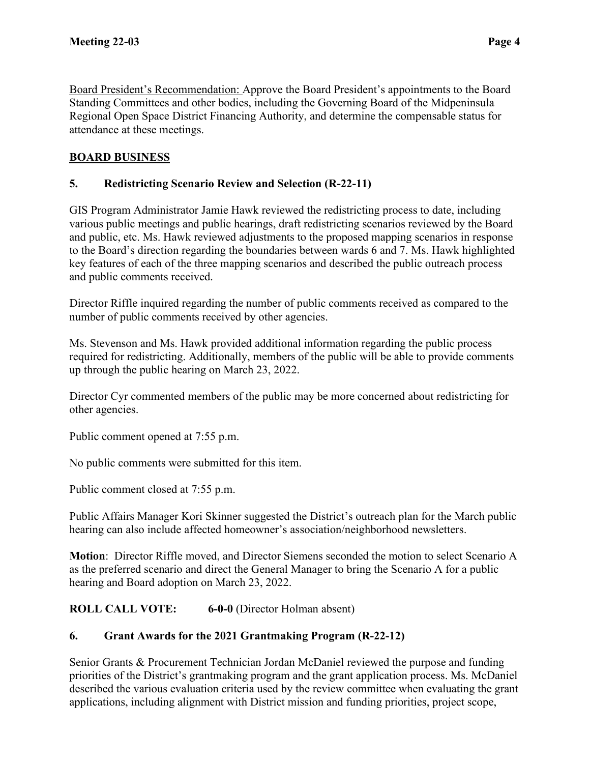Board President's Recommendation: Approve the Board President's appointments to the Board Standing Committees and other bodies, including the Governing Board of the Midpeninsula Regional Open Space District Financing Authority, and determine the compensable status for attendance at these meetings.

## BOARD BUSINESS

### 5. Redistricting Scenario Review and Selection (R-22-11)

GIS Program Administrator Jamie Hawk reviewed the redistricting process to date, including various public meetings and public hearings, draft redistricting scenarios reviewed by the Board and public, etc. Ms. Hawk reviewed adjustments to the proposed mapping scenarios in response to the Board's direction regarding the boundaries between wards 6 and 7. Ms. Hawk highlighted key features of each of the three mapping scenarios and described the public outreach process and public comments received.

Director Riffle inquired regarding the number of public comments received as compared to the number of public comments received by other agencies.

Ms. Stevenson and Ms. Hawk provided additional information regarding the public process required for redistricting. Additionally, members of the public will be able to provide comments up through the public hearing on March 23, 2022.

Director Cyr commented members of the public may be more concerned about redistricting for other agencies.

Public comment opened at 7:55 p.m.

No public comments were submitted for this item.

Public comment closed at 7:55 p.m.

Public Affairs Manager Kori Skinner suggested the District's outreach plan for the March public hearing can also include affected homeowner's association/neighborhood newsletters.

**Motion**: Director Riffle moved, and Director Siemens seconded the motion to select Scenario A as the preferred scenario and direct the General Manager to bring the Scenario A for a public hearing and Board adoption on March 23, 2022.

**ROLL CALL VOTE: 6-0-0** (Director Holman absent)

### 6. Grant Awards for the 2021 Grantmaking Program (R-22-12)

Senior Grants & Procurement Technician Jordan McDaniel reviewed the purpose and funding priorities of the District's grantmaking program and the grant application process. Ms. McDaniel described the various evaluation criteria used by the review committee when evaluating the grant applications, including alignment with District mission and funding priorities, project scope,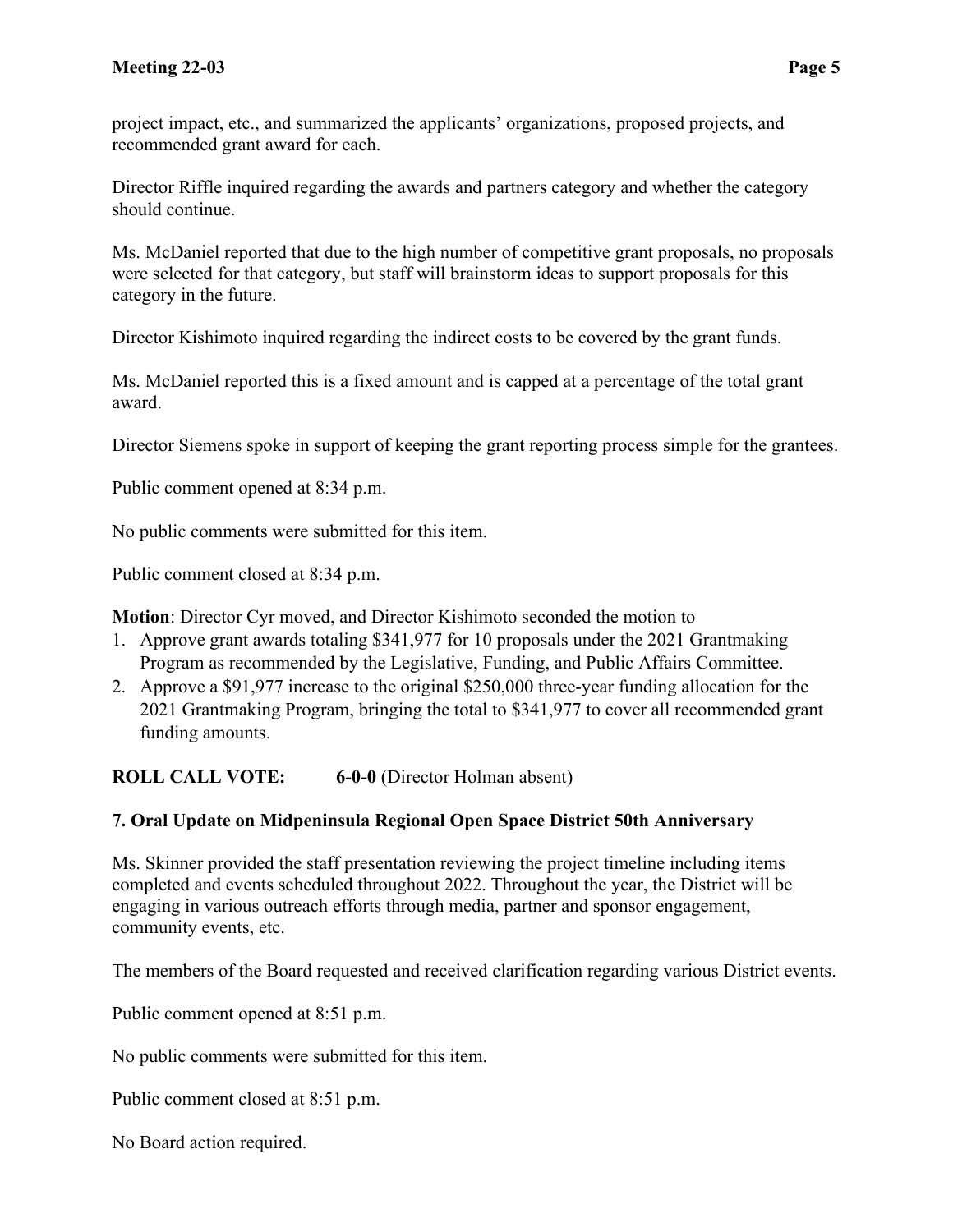project impact, etc., and summarized the applicants' organizations, proposed projects, and recommended grant award for each.

Director Riffle inquired regarding the awards and partners category and whether the category should continue.

Ms. McDaniel reported that due to the high number of competitive grant proposals, no proposals were selected for that category, but staff will brainstorm ideas to support proposals for this category in the future.

Director Kishimoto inquired regarding the indirect costs to be covered by the grant funds.

Ms. McDaniel reported this is a fixed amount and is capped at a percentage of the total grant award.

Director Siemens spoke in support of keeping the grant reporting process simple for the grantees.

Public comment opened at 8:34 p.m.

No public comments were submitted for this item.

Public comment closed at 8:34 p.m.

**Motion**: Director Cyr moved, and Director Kishimoto seconded the motion to

1. Approve grant awards totaling $341,977 for 10 proposals under the 2021 Grantmaking Program as recommended by the Legislative, Funding, and Public Affairs Committee.
2. Approve a $91,977 increase to the original $250,000 three-year funding allocation for the 2021 Grantmaking Program, bringing the total to $341,977 to cover all recommended grant funding amounts.

**ROLL CALL VOTE: 6-0-0** (Director Holman absent)

**7. Oral Update on Midpeninsula Regional Open Space District 50th Anniversary**

Ms. Skinner provided the staff presentation reviewing the project timeline including items completed and events scheduled throughout 2022. Throughout the year, the District will be engaging in various outreach efforts through media, partner and sponsor engagement, community events, etc.

The members of the Board requested and received clarification regarding various District events.

Public comment opened at 8:51 p.m.

No public comments were submitted for this item.

Public comment closed at 8:51 p.m.

No Board action required.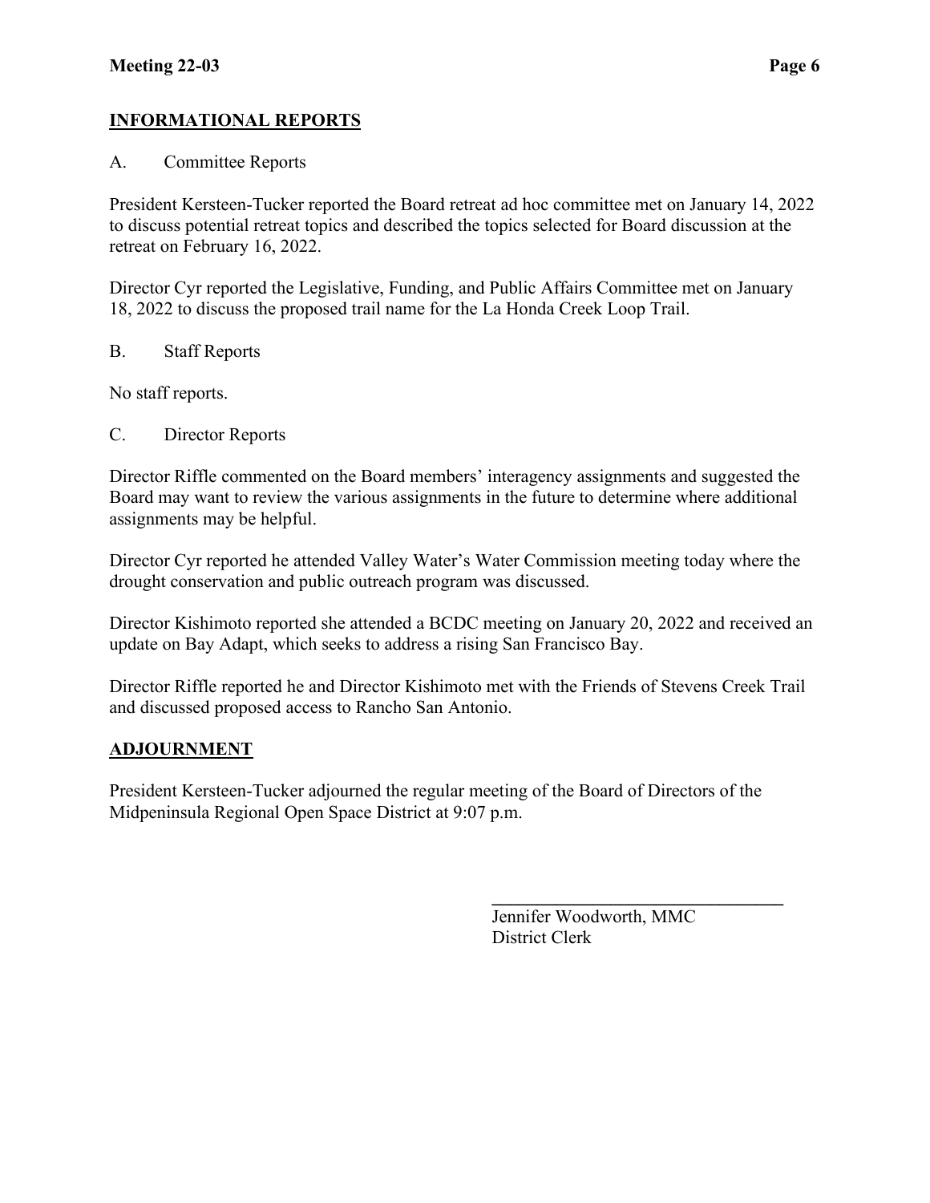## INFORMATIONAL REPORTS

A. Committee Reports

President Kersteen-Tucker reported the Board retreat ad hoc committee met on January 14, 2022 to discuss potential retreat topics and described the topics selected for Board discussion at the retreat on February 16, 2022.

Director Cyr reported the Legislative, Funding, and Public Affairs Committee met on January 18, 2022 to discuss the proposed trail name for the La Honda Creek Loop Trail.

B. Staff Reports

No staff reports.

C. Director Reports

Director Riffle commented on the Board members' interagency assignments and suggested the Board may want to review the various assignments in the future to determine where additional assignments may be helpful.

Director Cyr reported he attended Valley Water's Water Commission meeting today where the drought conservation and public outreach program was discussed.

Director Kishimoto reported she attended a BCDC meeting on January 20, 2022 and received an update on Bay Adapt, which seeks to address a rising San Francisco Bay.

Director Riffle reported he and Director Kishimoto met with the Friends of Stevens Creek Trail and discussed proposed access to Rancho San Antonio.

## ADJOURNMENT

President Kersteen-Tucker adjourned the regular meeting of the Board of Directors of the Midpeninsula Regional Open Space District at 9:07 p.m.

________________________________

Jennifer Woodworth, MMC
District Clerk